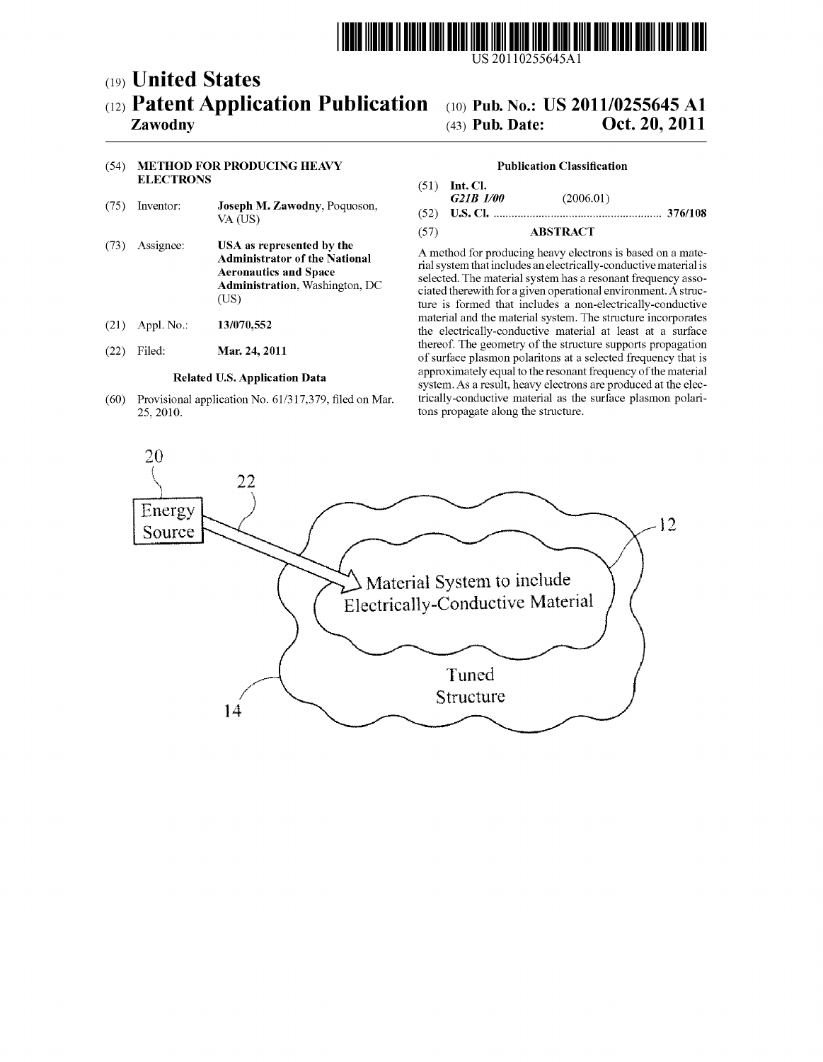US 20110255645A1

(19) **United States**

(12) **Patent Application Publication**

**Zawodny**

(10) **Pub. No.: US 2011/0255645 A1**

(43) **Pub. Date: Oct. 20, 2011**

(54) **METHOD FOR PRODUCING HEAVY ELECTRONS**

(75) Inventor: **Joseph M. Zawodny**, Poquoson, VA (US)

(73) Assignee: **USA as represented by the Administrator of the National Aeronautics and Space Administration**, Washington, DC (US)

(21) Appl. No.: **13/070,552**

(22) Filed: **Mar. 24, 2011**

**Related U.S. Application Data**

(60) Provisional application No. 61/317,379, filed on Mar. 25, 2010.

**Publication Classification**

(51) **Int. Cl.**
*G21B 1/00* (2006.01)

(52) **U.S. Cl.** ........................................................ **376/108**

(57) **ABSTRACT**

A method for producing heavy electrons is based on a material system that includes an electrically-conductive material is selected. The material system has a resonant frequency associated therewith for a given operational environment. A structure is formed that includes a non-electrically-conductive material and the material system. The structure incorporates the electrically-conductive material at least at a surface thereof. The geometry of the structure supports propagation of surface plasmon polaritons at a selected frequency that is approximately equal to the resonant frequency of the material system. As a result, heavy electrons are produced at the electrically-conductive material as the surface plasmon polaritons propagate along the structure.

20 Energy Source

22

Material System to include Electrically-Conductive Material

12

Tuned Structure

14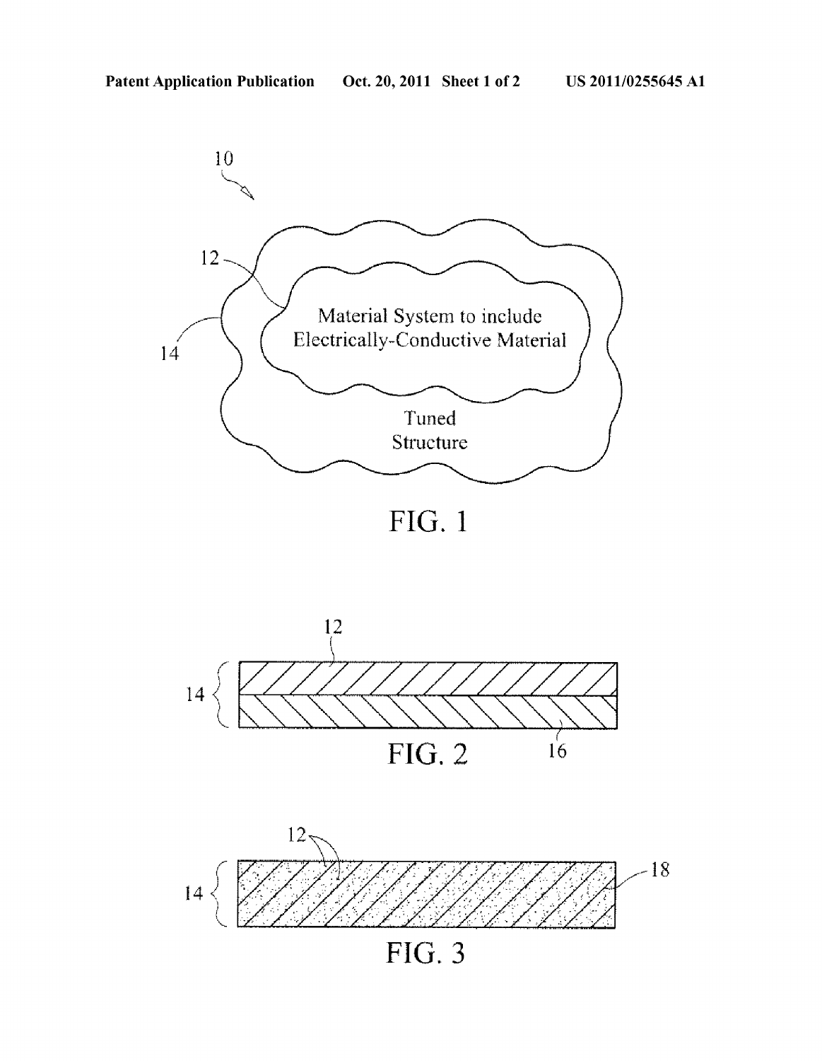10

12

14

Material System to include Electrically-Conductive Material

Tuned Structure

FIG. 1

12

14

16

FIG. 2

12

14

18

FIG. 3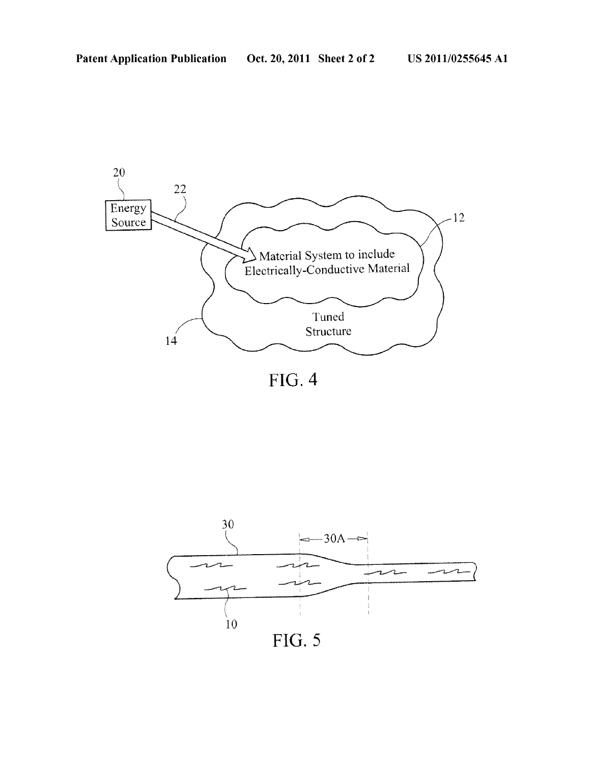20

Energy Source

22

Material System to include Electrically-Conductive Material

12

Tuned Structure

14

FIG. 4

30

30A

10

FIG. 5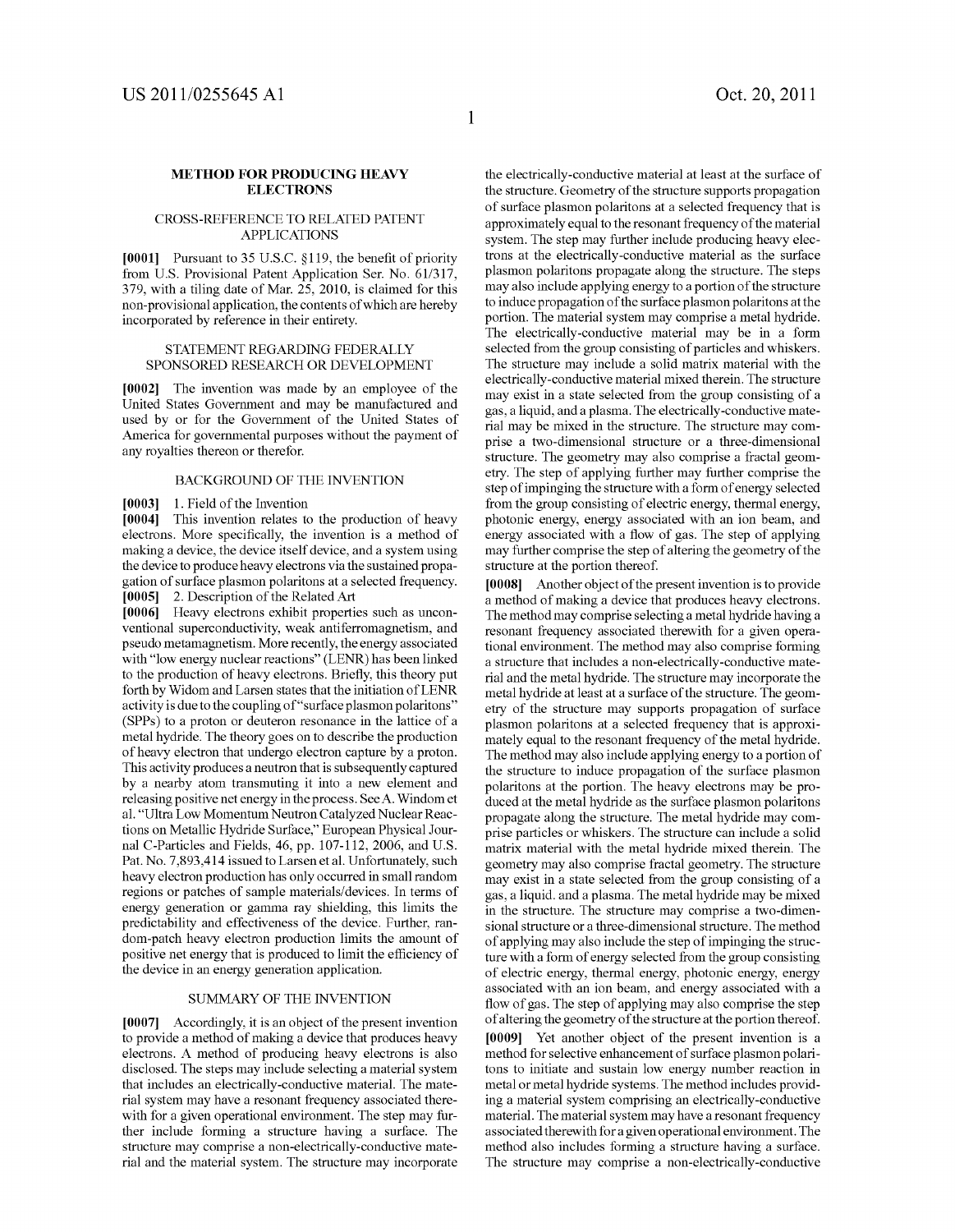# METHOD FOR PRODUCING HEAVY ELECTRONS

## CROSS-REFERENCE TO RELATED PATENT APPLICATIONS

**[0001]** Pursuant to 35 U.S.C. §119, the benefit of priority from U.S. Provisional Patent Application Ser. No. 61/317, 379, with a tiling date of Mar. 25, 2010, is claimed for this non-provisional application, the contents of which are hereby incorporated by reference in their entirety.

## STATEMENT REGARDING FEDERALLY SPONSORED RESEARCH OR DEVELOPMENT

**[0002]** The invention was made by an employee of the United States Government and may be manufactured and used by or for the Government of the United States of America for governmental purposes without the payment of any royalties thereon or therefor.

## BACKGROUND OF THE INVENTION

**[0003]** 1. Field of the Invention

**[0004]** This invention relates to the production of heavy electrons. More specifically, the invention is a method of making a device, the device itself device, and a system using the device to produce heavy electrons via the sustained propagation of surface plasmon polaritons at a selected frequency.

**[0005]** 2. Description of the Related Art

**[0006]** Heavy electrons exhibit properties such as unconventional superconductivity, weak antiferromagnetism, and pseudo metamagnetism. More recently, the energy associated with "low energy nuclear reactions" (LENR) has been linked to the production of heavy electrons. Briefly, this theory put forth by Widom and Larsen states that the initiation of LENR activity is due to the coupling of "surface plasmon polaritons" (SPPs) to a proton or deuteron resonance in the lattice of a metal hydride. The theory goes on to describe the production of heavy electron that undergo electron capture by a proton. This activity produces a neutron that is subsequently captured by a nearby atom transmuting it into a new element and releasing positive net energy in the process. See A. Windom et al. "Ultra Low Momentum Neutron Catalyzed Nuclear Reactions on Metallic Hydride Surface," European Physical Journal C-Particles and Fields, 46, pp. 107-112, 2006, and U.S. Pat. No. 7,893,414 issued to Larsen et al. Unfortunately, such heavy electron production has only occurred in small random regions or patches of sample materials/devices. In terms of energy generation or gamma ray shielding, this limits the predictability and effectiveness of the device. Further, random-patch heavy electron production limits the amount of positive net energy that is produced to limit the efficiency of the device in an energy generation application.

## SUMMARY OF THE INVENTION

**[0007]** Accordingly, it is an object of the present invention to provide a method of making a device that produces heavy electrons. A method of producing heavy electrons is also disclosed. The steps may include selecting a material system that includes an electrically-conductive material. The material system may have a resonant frequency associated therewith for a given operational environment. The step may further include forming a structure having a surface. The structure may comprise a non-electrically-conductive material and the material system. The structure may incorporate the electrically-conductive material at least at the surface of the structure. Geometry of the structure supports propagation of surface plasmon polaritons at a selected frequency that is approximately equal to the resonant frequency of the material system. The step may further include producing heavy electrons at the electrically-conductive material as the surface plasmon polaritons propagate along the structure. The steps may also include applying energy to a portion of the structure to induce propagation of the surface plasmon polaritons at the portion. The material system may comprise a metal hydride. The electrically-conductive material may be in a form selected from the group consisting of particles and whiskers. The structure may include a solid matrix material with the electrically-conductive material mixed therein. The structure may exist in a state selected from the group consisting of a gas, a liquid, and a plasma. The electrically-conductive material may be mixed in the structure. The structure may comprise a two-dimensional structure or a three-dimensional structure. The geometry may also comprise a fractal geometry. The step of applying further may further comprise the step of impinging the structure with a form of energy selected from the group consisting of electric energy, thermal energy, photonic energy, energy associated with an ion beam, and energy associated with a flow of gas. The step of applying may further comprise the step of altering the geometry of the structure at the portion thereof.

**[0008]** Another object of the present invention is to provide a method of making a device that produces heavy electrons. The method may comprise selecting a metal hydride having a resonant frequency associated therewith for a given operational environment. The method may also comprise forming a structure that includes a non-electrically-conductive material and the metal hydride. The structure may incorporate the metal hydride at least at a surface of the structure. The geometry of the structure may supports propagation of surface plasmon polaritons at a selected frequency that is approximately equal to the resonant frequency of the metal hydride. The method may also include applying energy to a portion of the structure to induce propagation of the surface plasmon polaritons at the portion. The heavy electrons may be produced at the metal hydride as the surface plasmon polaritons propagate along the structure. The metal hydride may comprise particles or whiskers. The structure can include a solid matrix material with the metal hydride mixed therein. The geometry may also comprise fractal geometry. The structure may exist in a state selected from the group consisting of a gas, a liquid. and a plasma. The metal hydride may be mixed in the structure. The structure may comprise a two-dimensional structure or a three-dimensional structure. The method of applying may also include the step of impinging the structure with a form of energy selected from the group consisting of electric energy, thermal energy, photonic energy, energy associated with an ion beam, and energy associated with a flow of gas. The step of applying may also comprise the step of altering the geometry of the structure at the portion thereof.

**[0009]** Yet another object of the present invention is a method for selective enhancement of surface plasmon polaritons to initiate and sustain low energy number reaction in metal or metal hydride systems. The method includes providing a material system comprising an electrically-conductive material. The material system may have a resonant frequency associated therewith for a given operational environment. The method also includes forming a structure having a surface. The structure may comprise a non-electrically-conductive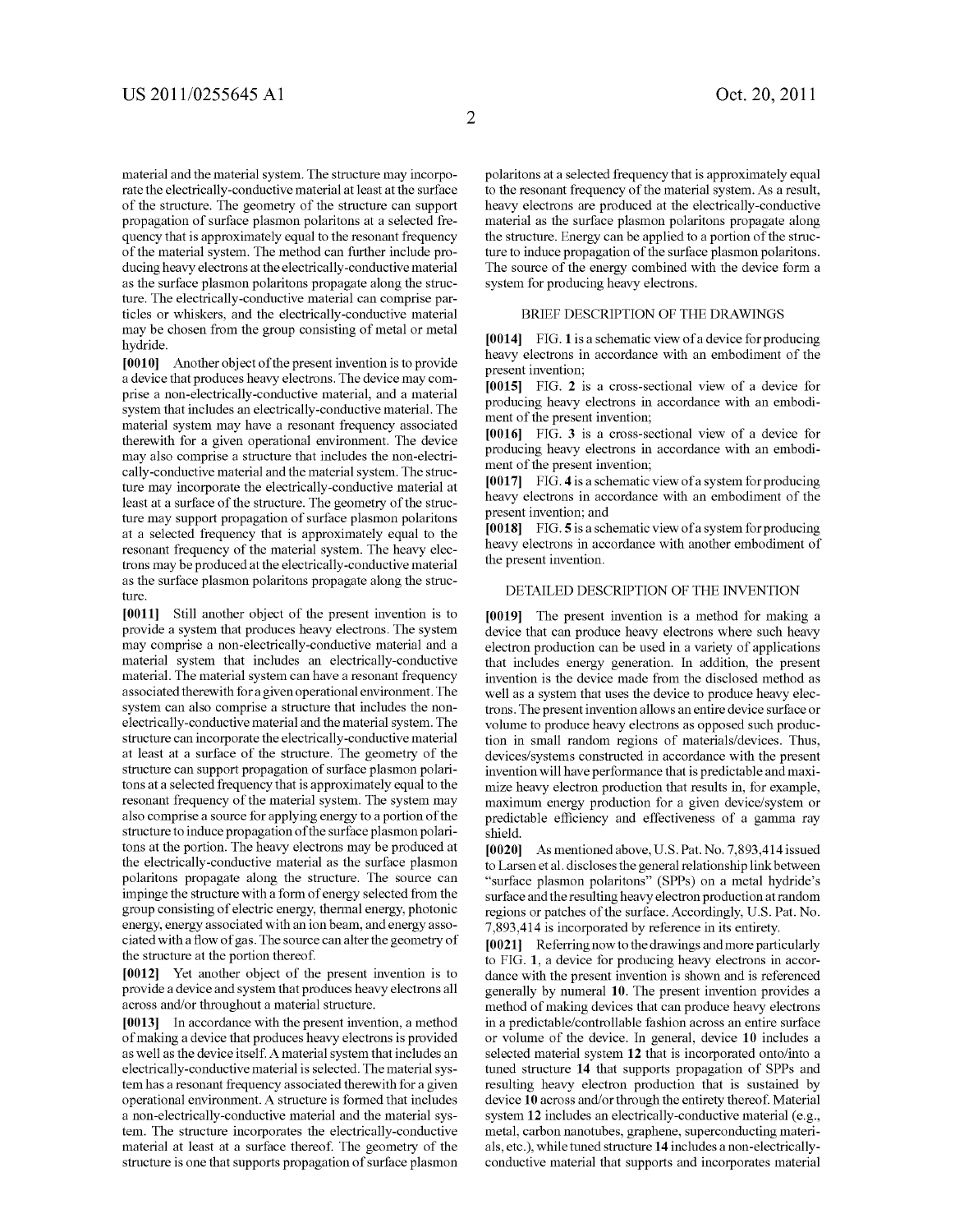material and the material system. The structure may incorporate the electrically-conductive material at least at the surface of the structure. The geometry of the structure can support propagation of surface plasmon polaritons at a selected frequency that is approximately equal to the resonant frequency of the material system. The method can further include producing heavy electrons at the electrically-conductive material as the surface plasmon polaritons propagate along the structure. The electrically-conductive material can comprise particles or whiskers, and the electrically-conductive material may be chosen from the group consisting of metal or metal hydride.

**[0010]** Another object of the present invention is to provide a device that produces heavy electrons. The device may comprise a non-electrically-conductive material, and a material system that includes an electrically-conductive material. The material system may have a resonant frequency associated therewith for a given operational environment. The device may also comprise a structure that includes the non-electrically-conductive material and the material system. The structure may incorporate the electrically-conductive material at least at a surface of the structure. The geometry of the structure may support propagation of surface plasmon polaritons at a selected frequency that is approximately equal to the resonant frequency of the material system. The heavy electrons may be produced at the electrically-conductive material as the surface plasmon polaritons propagate along the structure.

**[0011]** Still another object of the present invention is to provide a system that produces heavy electrons. The system may comprise a non-electrically-conductive material and a material system that includes an electrically-conductive material. The material system can have a resonant frequency associated therewith for a given operational environment. The system can also comprise a structure that includes the non-electrically-conductive material and the material system. The structure can incorporate the electrically-conductive material at least at a surface of the structure. The geometry of the structure can support propagation of surface plasmon polaritons at a selected frequency that is approximately equal to the resonant frequency of the material system. The system may also comprise a source for applying energy to a portion of the structure to induce propagation of the surface plasmon polaritons at the portion. The heavy electrons may be produced at the electrically-conductive material as the surface plasmon polaritons propagate along the structure. The source can impinge the structure with a form of energy selected from the group consisting of electric energy, thermal energy, photonic energy, energy associated with an ion beam, and energy associated with a flow of gas. The source can alter the geometry of the structure at the portion thereof.

**[0012]** Yet another object of the present invention is to provide a device and system that produces heavy electrons all across and/or throughout a material structure.

**[0013]** In accordance with the present invention, a method of making a device that produces heavy electrons is provided as well as the device itself. A material system that includes an electrically-conductive material is selected. The material system has a resonant frequency associated therewith for a given operational environment. A structure is formed that includes a non-electrically-conductive material and the material system. The structure incorporates the electrically-conductive material at least at a surface thereof. The geometry of the structure is one that supports propagation of surface plasmon polaritons at a selected frequency that is approximately equal to the resonant frequency of the material system. As a result, heavy electrons are produced at the electrically-conductive material as the surface plasmon polaritons propagate along the structure. Energy can be applied to a portion of the structure to induce propagation of the surface plasmon polaritons. The source of the energy combined with the device form a system for producing heavy electrons.

## BRIEF DESCRIPTION OF THE DRAWINGS

**[0014]** FIG. **1** is a schematic view of a device for producing heavy electrons in accordance with an embodiment of the present invention;

**[0015]** FIG. **2** is a cross-sectional view of a device for producing heavy electrons in accordance with an embodiment of the present invention;

**[0016]** FIG. **3** is a cross-sectional view of a device for producing heavy electrons in accordance with an embodiment of the present invention;

**[0017]** FIG. **4** is a schematic view of a system for producing heavy electrons in accordance with an embodiment of the present invention; and

**[0018]** FIG. **5** is a schematic view of a system for producing heavy electrons in accordance with another embodiment of the present invention.

## DETAILED DESCRIPTION OF THE INVENTION

**[0019]** The present invention is a method for making a device that can produce heavy electrons where such heavy electron production can be used in a variety of applications that includes energy generation. In addition, the present invention is the device made from the disclosed method as well as a system that uses the device to produce heavy electrons. The present invention allows an entire device surface or volume to produce heavy electrons as opposed such production in small random regions of materials/devices. Thus, devices/systems constructed in accordance with the present invention will have performance that is predictable and maximize heavy electron production that results in, for example, maximum energy production for a given device/system or predictable efficiency and effectiveness of a gamma ray shield.

**[0020]** As mentioned above, U.S. Pat. No. 7,893,414 issued to Larsen et al. discloses the general relationship link between "surface plasmon polaritons" (SPPs) on a metal hydride's surface and the resulting heavy electron production at random regions or patches of the surface. Accordingly, U.S. Pat. No. 7,893,414 is incorporated by reference in its entirety.

**[0021]** Referring now to the drawings and more particularly to FIG. **1**, a device for producing heavy electrons in accordance with the present invention is shown and is referenced generally by numeral **10**. The present invention provides a method of making devices that can produce heavy electrons in a predictable/controllable fashion across an entire surface or volume of the device. In general, device **10** includes a selected material system **12** that is incorporated onto/into a tuned structure **14** that supports propagation of SPPs and resulting heavy electron production that is sustained by device **10** across and/or through the entirety thereof. Material system **12** includes an electrically-conductive material (e.g., metal, carbon nanotubes, graphene, superconducting materials, etc.), while tuned structure **14** includes a non-electrically-conductive material that supports and incorporates material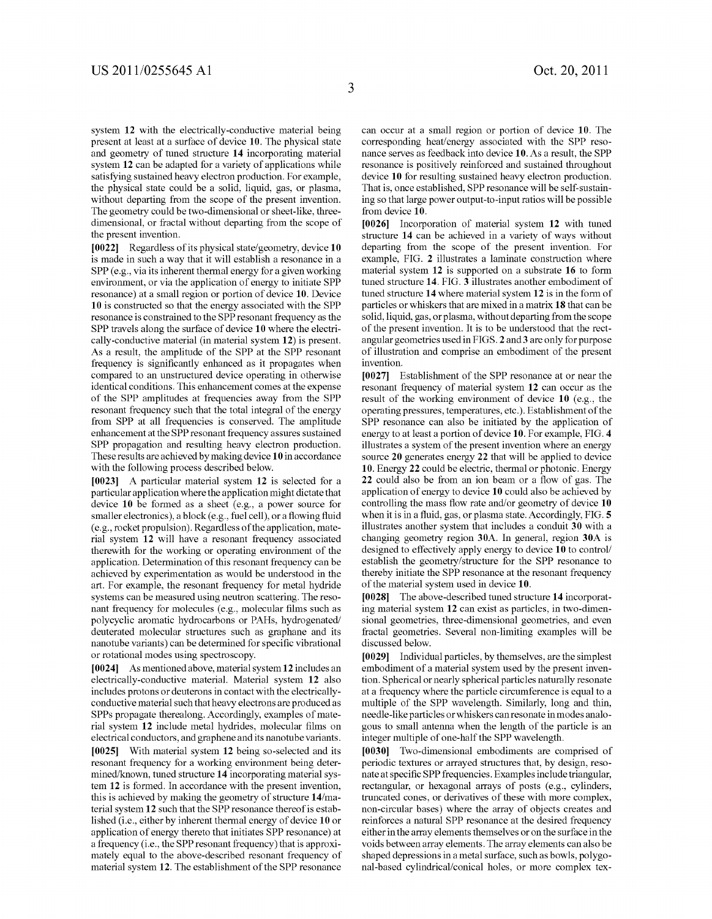system **12** with the electrically-conductive material being present at least at a surface of device **10**. The physical state and geometry of tuned structure **14** incorporating material system **12** can be adapted for a variety of applications while satisfying sustained heavy electron production. For example, the physical state could be a solid, liquid, gas, or plasma, without departing from the scope of the present invention. The geometry could be two-dimensional or sheet-like, three-dimensional, or fractal without departing from the scope of the present invention.

**[0022]** Regardless of its physical state/geometry, device **10** is made in such a way that it will establish a resonance in a SPP (e.g., via its inherent thermal energy for a given working environment, or via the application of energy to initiate SPP resonance) at a small region or portion of device **10**. Device **10** is constructed so that the energy associated with the SPP resonance is constrained to the SPP resonant frequency as the SPP travels along the surface of device **10** where the electrically-conductive material (in material system **12**) is present. As a result, the amplitude of the SPP at the SPP resonant frequency is significantly enhanced as it propagates when compared to an unstructured device operating in otherwise identical conditions. This enhancement comes at the expense of the SPP amplitudes at frequencies away from the SPP resonant frequency such that the total integral of the energy from SPP at all frequencies is conserved. The amplitude enhancement at the SPP resonant frequency assures sustained SPP propagation and resulting heavy electron production. These results are achieved by making device **10** in accordance with the following process described below.

**[0023]** A particular material system **12** is selected for a particular application where the application might dictate that device **10** be formed as a sheet (e.g., a power source for smaller electronics), a block (e.g., fuel cell), or a flowing fluid (e.g., rocket propulsion). Regardless of the application, material system **12** will have a resonant frequency associated therewith for the working or operating environment of the application. Determination of this resonant frequency can be achieved by experimentation as would be understood in the art. For example, the resonant frequency for metal hydride systems can be measured using neutron scattering. The resonant frequency for molecules (e.g., molecular films such as polycyclic aromatic hydrocarbons or PAHs, hydrogenated/deuterated molecular structures such as graphane and its nanotube variants) can be determined for specific vibrational or rotational modes using spectroscopy.

**[0024]** As mentioned above, material system **12** includes an electrically-conductive material. Material system **12** also includes protons or deuterons in contact with the electrically-conductive material such that heavy electrons are produced as SPPs propagate therealong. Accordingly, examples of material system **12** include metal hydrides, molecular films on electrical conductors, and graphene and its nanotube variants.

**[0025]** With material system **12** being so-selected and its resonant frequency for a working environment being determined/known, tuned structure **14** incorporating material system **12** is formed. In accordance with the present invention, this is achieved by making the geometry of structure **14**/material system **12** such that the SPP resonance thereof is established (i.e., either by inherent thermal energy of device **10** or application of energy thereto that initiates SPP resonance) at a frequency (i.e., the SPP resonant frequency) that is approximately equal to the above-described resonant frequency of material system **12**. The establishment of the SPP resonance can occur at a small region or portion of device **10**. The corresponding heat/energy associated with the SPP resonance serves as feedback into device **10**. As a result, the SPP resonance is positively reinforced and sustained throughout device **10** for resulting sustained heavy electron production. That is, once established, SPP resonance will be self-sustaining so that large power output-to-input ratios will be possible from device **10**.

**[0026]** Incorporation of material system **12** with tuned structure **14** can be achieved in a variety of ways without departing from the scope of the present invention. For example, FIG. **2** illustrates a laminate construction where material system **12** is supported on a substrate **16** to form tuned structure **14**. FIG. **3** illustrates another embodiment of tuned structure **14** where material system **12** is in the form of particles or whiskers that are mixed in a matrix **18** that can be solid, liquid, gas, or plasma, without departing from the scope of the present invention. It is to be understood that the rectangular geometries used in FIGS. **2** and **3** are only for purpose of illustration and comprise an embodiment of the present invention.

**[0027]** Establishment of the SPP resonance at or near the resonant frequency of material system **12** can occur as the result of the working environment of device **10** (e.g., the operating pressures, temperatures, etc.). Establishment of the SPP resonance can also be initiated by the application of energy to at least a portion of device **10**. For example, FIG. **4** illustrates a system of the present invention where an energy source **20** generates energy **22** that will be applied to device **10**. Energy **22** could be electric, thermal or photonic. Energy **22** could also be from an ion beam or a flow of gas. The application of energy to device **10** could also be achieved by controlling the mass flow rate and/or geometry of device **10** when it is in a fluid, gas, or plasma state. Accordingly, FIG. **5** illustrates another system that includes a conduit **30** with a changing geometry region **30A**. In general, region **30A** is designed to effectively apply energy to device **10** to control/establish the geometry/structure for the SPP resonance to thereby initiate the SPP resonance at the resonant frequency of the material system used in device **10**.

**[0028]** The above-described tuned structure **14** incorporating material system **12** can exist as particles, in two-dimensional geometries, three-dimensional geometries, and even fractal geometries. Several non-limiting examples will be discussed below.

**[0029]** Individual particles, by themselves, are the simplest embodiment of a material system used by the present invention. Spherical or nearly spherical particles naturally resonate at a frequency where the particle circumference is equal to a multiple of the SPP wavelength. Similarly, long and thin, needle-like particles or whiskers can resonate in modes analogous to small antenna when the length of the particle is an integer multiple of one-half the SPP wavelength.

**[0030]** Two-dimensional embodiments are comprised of periodic textures or arrayed structures that, by design, resonate at specific SPP frequencies. Examples include triangular, rectangular, or hexagonal arrays of posts (e.g., cylinders, truncated cones, or derivatives of these with more complex, non-circular bases) where the array of objects creates and reinforces a natural SPP resonance at the desired frequency either in the array elements themselves or on the surface in the voids between array elements. The array elements can also be shaped depressions in a metal surface, such as bowls, polygonal-based cylindrical/conical holes, or more complex tex-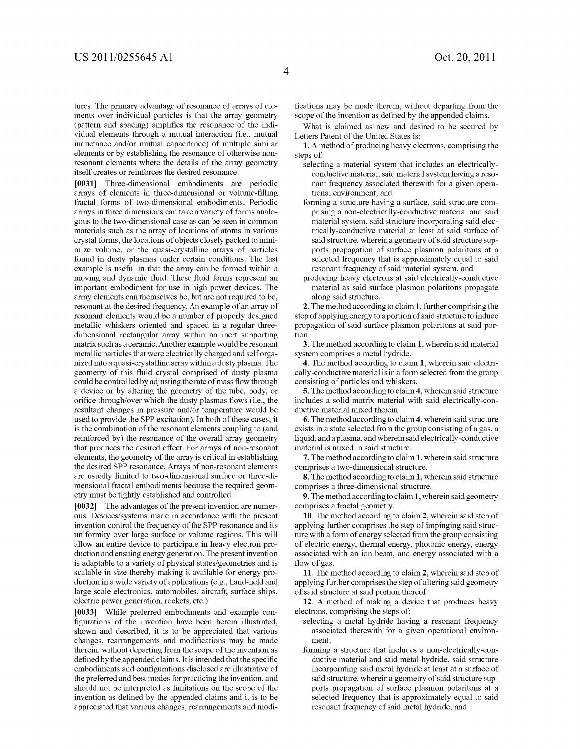tures. The primary advantage of resonance of arrays of elements over individual particles is that the array geometry (pattern and spacing) amplifies the resonance of the individual elements through a mutual interaction (i.e., mutual inductance and/or mutual capacitance) of multiple similar elements or by establishing the resonance of otherwise non-resonant elements where the details of the array geometry itself creates or reinforces the desired resonance.

**[0031]** Three-dimensional embodiments are periodic arrays of elements in three-dimensional or volume-filling fractal forms of two-dimensional embodiments. Periodic arrays in three dimensions can take a variety of forms analogous to the two-dimensional case as can be seen in common materials such as the array of locations of atoms in various crystal forms, the locations of objects closely packed to minimize volume, or the quasi-crystalline arrays of particles found in dusty plasmas under certain conditions. The last example is useful in that the array can be formed within a moving and dynamic fluid. These fluid forms represent an important embodiment for use in high power devices. The array elements can themselves be, but are not required to be, resonant at the desired frequency. An example of an array of resonant elements would be a number of properly designed metallic whiskers oriented and spaced in a regular three-dimensional rectangular array within an inert supporting matrix such as a ceramic. Another example would be resonant metallic particles that were electrically charged and self organized into a quasi-crystalline array within a dusty plasma. The geometry of this fluid crystal comprised of dusty plasma could be controlled by adjusting the rate of mass flow through a device or by altering the geometry of the tube, body, or orifice through/over which the dusty plasmas flows (i.e., the resultant changes in pressure and/or temperature would be used to provide the SPP excitation). In both of these cases, it is the combination of the resonant elements coupling to (and reinforced by) the resonance of the overall array geometry that produces the desired effect. For arrays of non-resonant elements, the geometry of the array is critical in establishing the desired SPP resonance. Arrays of non-resonant elements are usually limited to two-dimensional surface or three-dimensional fractal embodiments because the required geometry must be tightly established and controlled.

**[0032]** The advantages of the present invention are numerous. Devices/systems made in accordance with the present invention control the frequency of the SPP resonance and its uniformity over large surface or volume regions. This will allow an entire device to participate in heavy electron production and ensuing energy generation. The present invention is adaptable to a variety of physical states/geometries and is scalable in size thereby making it available for energy production in a wide variety of applications (e.g., hand-held and large scale electronics, automobiles, aircraft, surface ships, electric power generation, rockets, etc.)

**[0033]** While preferred embodiments and example configurations of the invention have been herein illustrated, shown and described, it is to be appreciated that various changes, rearrangements and modifications may be made therein, without departing from the scope of the invention as defined by the appended claims. It is intended that the specific embodiments and configurations disclosed are illustrative of the preferred and best modes for practicing the invention, and should not be interpreted as limitations on the scope of the invention as defined by the appended claims and it is to be appreciated that various changes, rearrangements and modifications may be made therein, without departing from the scope of the invention as defined by the appended claims.

What is claimed as new and desired to be secured by Letters Patent of the United States is:

**1**. A method of producing heavy electrons, comprising the steps of:

selecting a material system that includes an electrically-conductive material, said material system having a resonant frequency associated therewith for a given operational environment; and

forming a structure having a surface, said structure comprising a non-electrically-conductive material and said material system, said structure incorporating said electrically-conductive material at least at said surface of said structure, wherein a geometry of said structure supports propagation of surface plasmon polaritons at a selected frequency that is approximately equal to said resonant frequency of said material system, and

producing heavy electrons at said electrically-conductive material as said surface plasmon polaritons propagate along said structure.

**2**. The method according to claim **1**, further comprising the step of applying energy to a portion of said structure to induce propagation of said surface plasmon polaritons at said portion.

**3**. The method according to claim **1**, wherein said material system comprises a metal hydride.

**4**. The method according to claim **1**, wherein said electrically-conductive material is in a form selected from the group consisting of particles and whiskers.

**5**. The method according to claim **4**, wherein said structure includes a solid matrix material with said electrically-conductive material mixed therein.

**6**. The method according to claim **4**, wherein said structure exists in a state selected from the group consisting of a gas, a liquid, and a plasma, and wherein said electrically-conductive material is mixed in said structure.

**7**. The method according to claim **1**, wherein said structure comprises a two-dimensional structure.

**8**. The method according to claim **1**, wherein said structure comprises a three-dimensional structure.

**9**. The method according to claim **1**, wherein said geometry comprises a fractal geometry.

**10**. The method according to claim **2**, wherein said step of applying further comprises the step of impinging said structure with a form of energy selected from the group consisting of electric energy, thermal energy, photonic energy, energy associated with an ion beam, and energy associated with a flow of gas.

**11**. The method according to claim **2**, wherein said step of applying further comprises the step of altering said geometry of said structure at said portion thereof.

**12**. A method of making a device that produces heavy electrons, comprising the steps of:

selecting a metal hydride having a resonant frequency associated therewith for a given operational environment;

forming a structure that includes a non-electrically-conductive material and said metal hydride, said structure incorporating said metal hydride at least at a surface of said structure, wherein a geometry of said structure supports propagation of surface plasmon polaritons at a selected frequency that is approximately equal to said resonant frequency of said metal hydride; and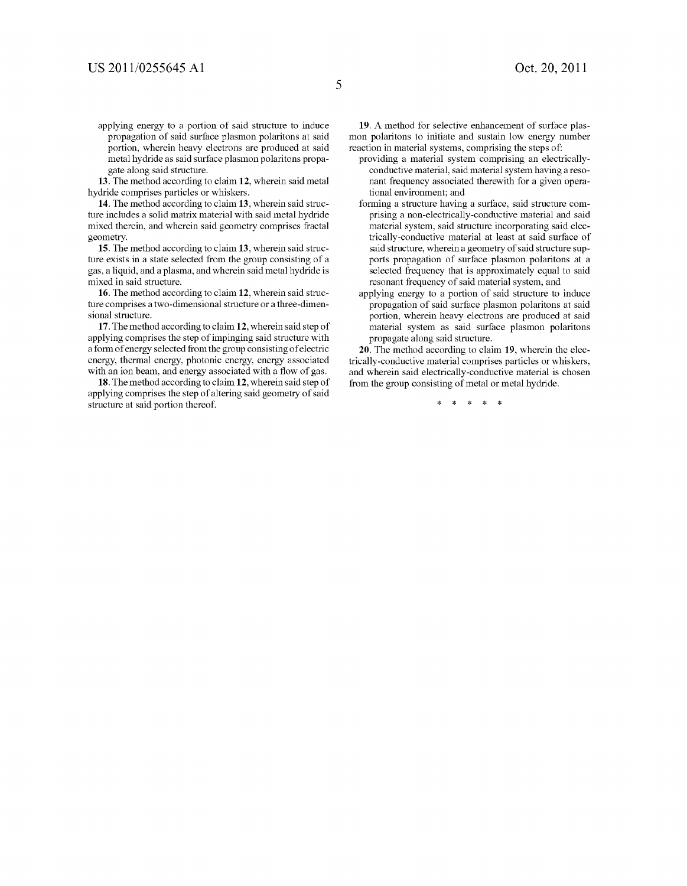applying energy to a portion of said structure to induce propagation of said surface plasmon polaritons at said portion, wherein heavy electrons are produced at said metal hydride as said surface plasmon polaritons propagate along said structure.

**13**. The method according to claim **12**, wherein said metal hydride comprises particles or whiskers.

**14**. The method according to claim **13**, wherein said structure includes a solid matrix material with said metal hydride mixed therein, and wherein said geometry comprises fractal geometry.

**15**. The method according to claim **13**, wherein said structure exists in a state selected from the group consisting of a gas, a liquid, and a plasma, and wherein said metal hydride is mixed in said structure.

**16**. The method according to claim **12**, wherein said structure comprises a two-dimensional structure or a three-dimensional structure.

**17**. The method according to claim **12**, wherein said step of applying comprises the step of impinging said structure with a form of energy selected from the group consisting of electric energy, thermal energy, photonic energy, energy associated with an ion beam, and energy associated with a flow of gas.

**18**. The method according to claim **12**, wherein said step of applying comprises the step of altering said geometry of said structure at said portion thereof.

**19**. A method for selective enhancement of surface plasmon polaritons to initiate and sustain low energy number reaction in material systems, comprising the steps of:

providing a material system comprising an electrically-conductive material, said material system having a resonant frequency associated therewith for a given operational environment; and

forming a structure having a surface, said structure comprising a non-electrically-conductive material and said material system, said structure incorporating said electrically-conductive material at least at said surface of said structure, wherein a geometry of said structure supports propagation of surface plasmon polaritons at a selected frequency that is approximately equal to said resonant frequency of said material system, and

applying energy to a portion of said structure to induce propagation of said surface plasmon polaritons at said portion, wherein heavy electrons are produced at said material system as said surface plasmon polaritons propagate along said structure.

**20**. The method according to claim **19**, wherein the electrically-conductive material comprises particles or whiskers, and wherein said electrically-conductive material is chosen from the group consisting of metal or metal hydride.

* * * * *